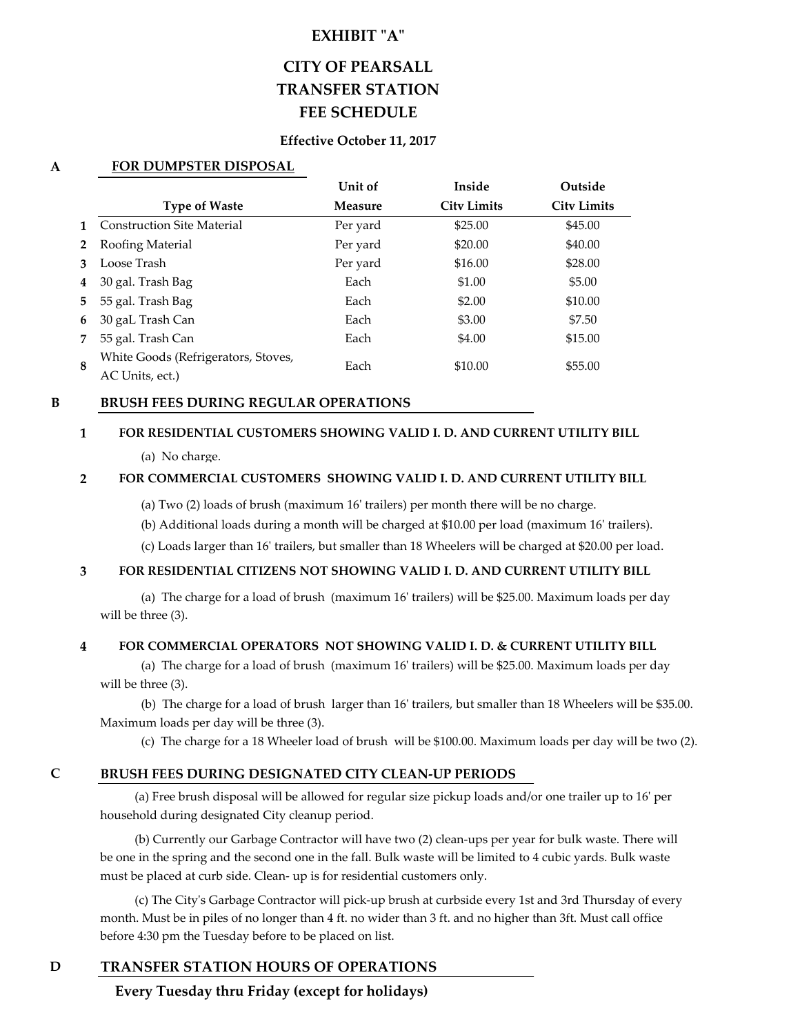# EXHIBIT "A"

# CITY OF PEARSALL
# TRANSFER STATION
# FEE SCHEDULE

**Effective October 11, 2017**

## A FOR DUMPSTER DISPOSAL

| | Type of Waste | Unit of Measure | Inside City Limits | Outside City Limits |
|---|---|---|---|---|
| 1 | Construction Site Material | Per yard | $25.00 | $45.00 |
| 2 | Roofing Material | Per yard | $20.00 | $40.00 |
| 3 | Loose Trash | Per yard | $16.00 | $28.00 |
| 4 | 30 gal. Trash Bag | Each | $1.00 | $5.00 |
| 5 | 55 gal. Trash Bag | Each | $2.00 | $10.00 |
| 6 | 30 gaL Trash Can | Each | $3.00 | $7.50 |
| 7 | 55 gal. Trash Can | Each | $4.00 | $15.00 |
| 8 | White Goods (Refrigerators, Stoves, AC Units, ect.) | Each | $10.00 | $55.00 |

## B BRUSH FEES DURING REGULAR OPERATIONS

**1 FOR RESIDENTIAL CUSTOMERS SHOWING VALID I. D. AND CURRENT UTILITY BILL**

(a) No charge.

**2 FOR COMMERCIAL CUSTOMERS SHOWING VALID I. D. AND CURRENT UTILITY BILL**

(a) Two (2) loads of brush (maximum 16' trailers) per month there will be no charge.

(b) Additional loads during a month will be charged at $10.00 per load (maximum 16' trailers).

(c) Loads larger than 16' trailers, but smaller than 18 Wheelers will be charged at $20.00 per load.

**3 FOR RESIDENTIAL CITIZENS NOT SHOWING VALID I. D. AND CURRENT UTILITY BILL**

(a) The charge for a load of brush (maximum 16' trailers) will be $25.00. Maximum loads per day will be three (3).

**4 FOR COMMERCIAL OPERATORS NOT SHOWING VALID I. D. & CURRENT UTILITY BILL**

(a) The charge for a load of brush (maximum 16' trailers) will be $25.00. Maximum loads per day will be three (3).

(b) The charge for a load of brush larger than 16' trailers, but smaller than 18 Wheelers will be $35.00. Maximum loads per day will be three (3).

(c) The charge for a 18 Wheeler load of brush will be $100.00. Maximum loads per day will be two (2).

## C BRUSH FEES DURING DESIGNATED CITY CLEAN-UP PERIODS

(a) Free brush disposal will be allowed for regular size pickup loads and/or one trailer up to 16' per household during designated City cleanup period.

(b) Currently our Garbage Contractor will have two (2) clean-ups per year for bulk waste. There will be one in the spring and the second one in the fall. Bulk waste will be limited to 4 cubic yards. Bulk waste must be placed at curb side. Clean- up is for residential customers only.

(c) The City's Garbage Contractor will pick-up brush at curbside every 1st and 3rd Thursday of every month. Must be in piles of no longer than 4 ft. no wider than 3 ft. and no higher than 3ft. Must call office before 4:30 pm the Tuesday before to be placed on list.

## D TRANSFER STATION HOURS OF OPERATIONS

**Every Tuesday thru Friday (except for holidays)**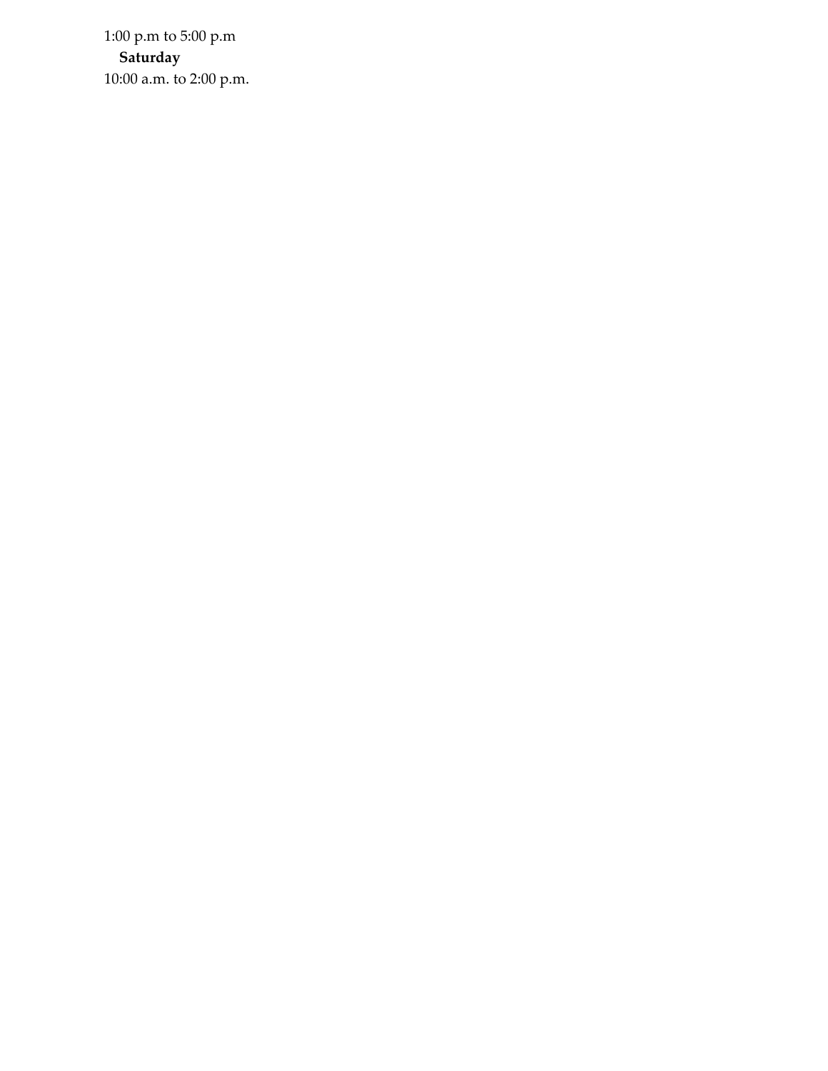1:00 p.m to 5:00 p.m

**Saturday**

10:00 a.m. to 2:00 p.m.